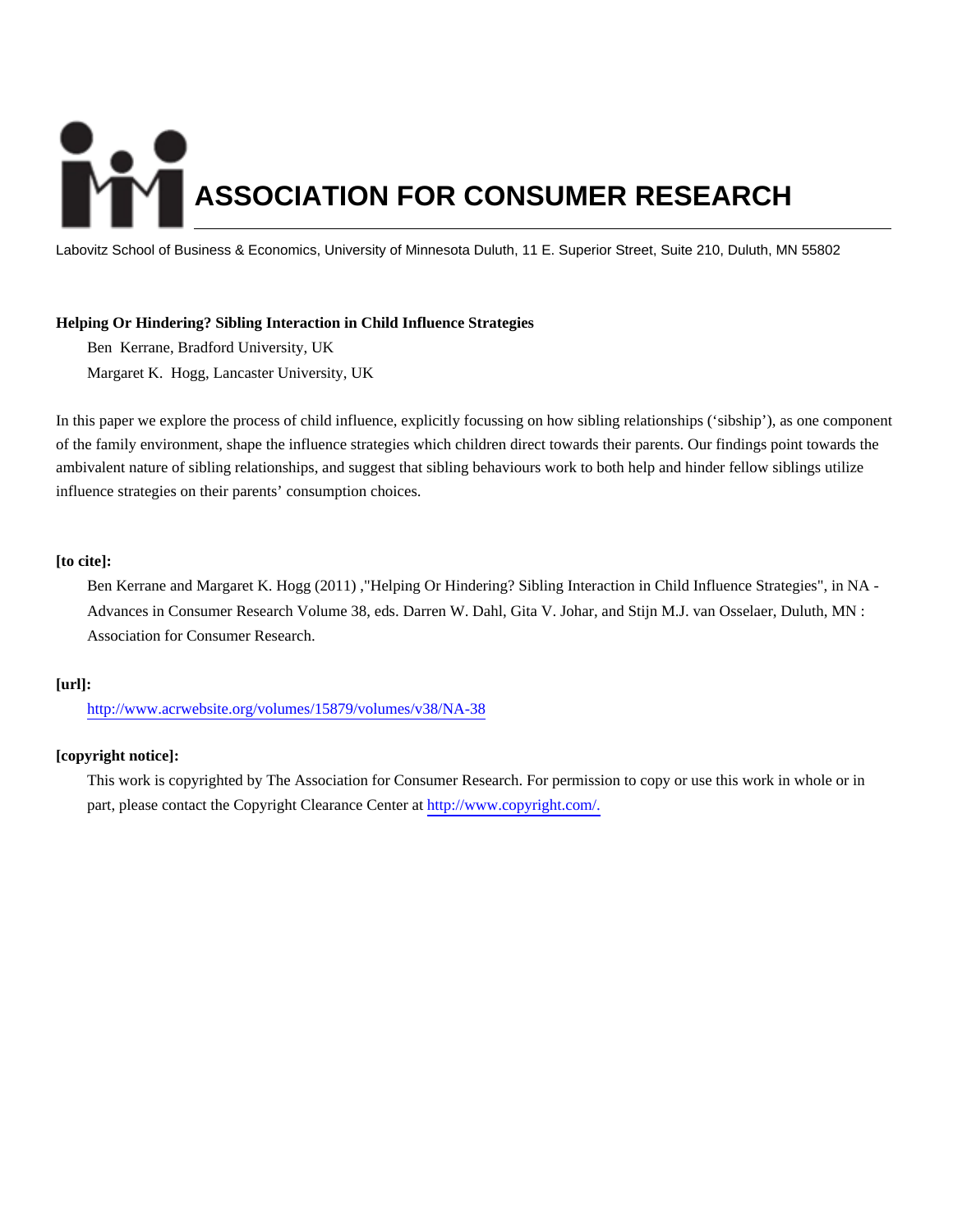# ASSOCIATION FOR CONSUMER RESEARCH

Labovitz School of Business & Economics, University of Minnesota Duluth, 11 E. Superior Street, Suite 210, Duluth, MN 55802

**Helping Or Hindering? Sibling Interaction in Child Influence Strategies**

Ben Kerrane, Bradford University, UK

Margaret K. Hogg, Lancaster University, UK

In this paper we explore the process of child influence, explicitly focussing on how sibling relationships ('sibship'), as one component of the family environment, shape the influence strategies which children direct towards their parents. Our findings point towards the ambivalent nature of sibling relationships, and suggest that sibling behaviours work to both help and hinder fellow siblings utilize influence strategies on their parents' consumption choices.

**[to cite]:**

Ben Kerrane and Margaret K. Hogg (2011) ,"Helping Or Hindering? Sibling Interaction in Child Influence Strategies", in NA - Advances in Consumer Research Volume 38, eds. Darren W. Dahl, Gita V. Johar, and Stijn M.J. van Osselaer, Duluth, MN : Association for Consumer Research.

**[url]:**

http://www.acrwebsite.org/volumes/15879/volumes/v38/NA-38

**[copyright notice]:**

This work is copyrighted by The Association for Consumer Research. For permission to copy or use this work in whole or in part, please contact the Copyright Clearance Center at http://www.copyright.com/.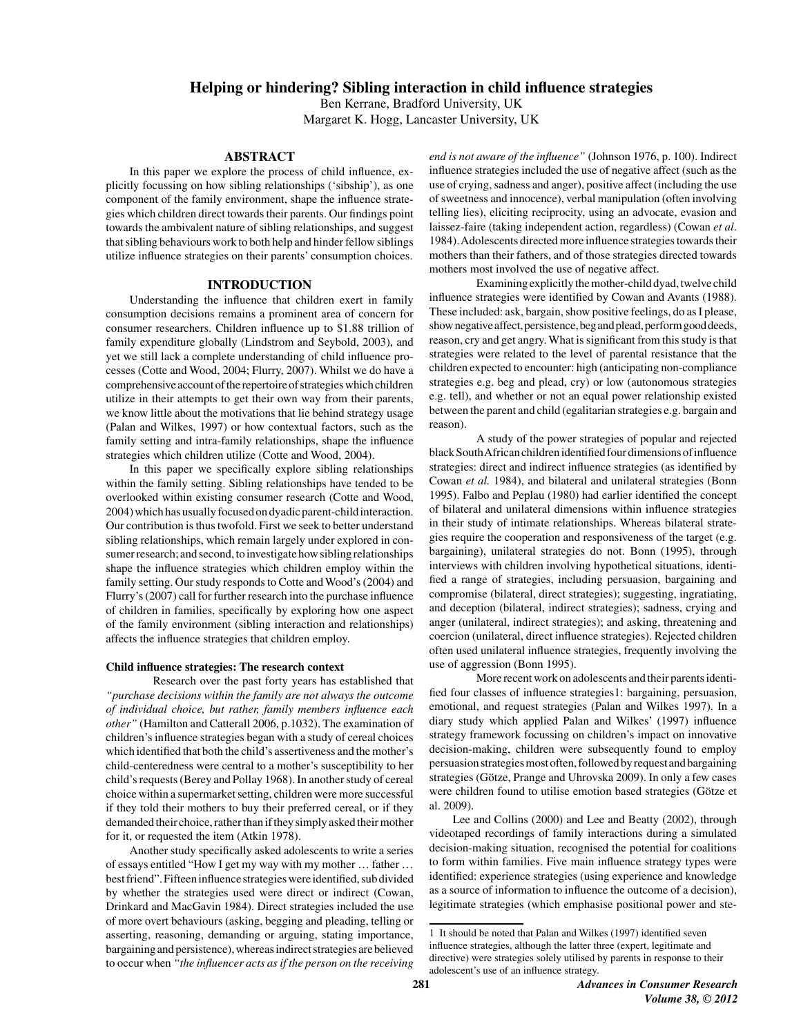# Helping or hindering? Sibling interaction in child influence strategies

Ben Kerrane, Bradford University, UK

Margaret K. Hogg, Lancaster University, UK

## ABSTRACT

In this paper we explore the process of child influence, explicitly focussing on how sibling relationships ('sibship'), as one component of the family environment, shape the influence strategies which children direct towards their parents. Our findings point towards the ambivalent nature of sibling relationships, and suggest that sibling behaviours work to both help and hinder fellow siblings utilize influence strategies on their parents' consumption choices.

## INTRODUCTION

Understanding the influence that children exert in family consumption decisions remains a prominent area of concern for consumer researchers. Children influence up to $1.88 trillion of family expenditure globally (Lindstrom and Seybold, 2003), and yet we still lack a complete understanding of child influence processes (Cotte and Wood, 2004; Flurry, 2007). Whilst we do have a comprehensive account of the repertoire of strategies which children utilize in their attempts to get their own way from their parents, we know little about the motivations that lie behind strategy usage (Palan and Wilkes, 1997) or how contextual factors, such as the family setting and intra-family relationships, shape the influence strategies which children utilize (Cotte and Wood, 2004).

In this paper we specifically explore sibling relationships within the family setting. Sibling relationships have tended to be overlooked within existing consumer research (Cotte and Wood, 2004) which has usually focused on dyadic parent-child interaction. Our contribution is thus twofold. First we seek to better understand sibling relationships, which remain largely under explored in consumer research; and second, to investigate how sibling relationships shape the influence strategies which children employ within the family setting. Our study responds to Cotte and Wood's (2004) and Flurry's (2007) call for further research into the purchase influence of children in families, specifically by exploring how one aspect of the family environment (sibling interaction and relationships) affects the influence strategies that children employ.

### Child influence strategies: The research context

Research over the past forty years has established that *"purchase decisions within the family are not always the outcome of individual choice, but rather, family members influence each other"* (Hamilton and Catterall 2006, p.1032). The examination of children's influence strategies began with a study of cereal choices which identified that both the child's assertiveness and the mother's child-centeredness were central to a mother's susceptibility to her child's requests (Berey and Pollay 1968). In another study of cereal choice within a supermarket setting, children were more successful if they told their mothers to buy their preferred cereal, or if they demanded their choice, rather than if they simply asked their mother for it, or requested the item (Atkin 1978).

Another study specifically asked adolescents to write a series of essays entitled "How I get my way with my mother … father … best friend". Fifteen influence strategies were identified, subdivided by whether the strategies used were direct or indirect (Cowan, Drinkard and MacGavin 1984). Direct strategies included the use of more overt behaviours (asking, begging and pleading, telling or asserting, reasoning, demanding or arguing, stating importance, bargaining and persistence), whereas indirect strategies are believed to occur when *"the influencer acts as if the person on the receiving end is not aware of the influence"* (Johnson 1976, p. 100). Indirect influence strategies included the use of negative affect (such as the use of crying, sadness and anger), positive affect (including the use of sweetness and innocence), verbal manipulation (often involving telling lies), eliciting reciprocity, using an advocate, evasion and laissez-faire (taking independent action, regardless) (Cowan *et al*. 1984). Adolescents directed more influence strategies towards their mothers than their fathers, and of those strategies directed towards mothers most involved the use of negative affect.

Examining explicitly the mother-child dyad, twelve child influence strategies were identified by Cowan and Avants (1988). These included: ask, bargain, show positive feelings, do as I please, show negative affect, persistence, beg and plead, perform good deeds, reason, cry and get angry. What is significant from this study is that strategies were related to the level of parental resistance that the children expected to encounter: high (anticipating non-compliance strategies e.g. beg and plead, cry) or low (autonomous strategies e.g. tell), and whether or not an equal power relationship existed between the parent and child (egalitarian strategies e.g. bargain and reason).

A study of the power strategies of popular and rejected black South African children identified four dimensions of influence strategies: direct and indirect influence strategies (as identified by Cowan *et al.* 1984), and bilateral and unilateral strategies (Bonn 1995). Falbo and Peplau (1980) had earlier identified the concept of bilateral and unilateral dimensions within influence strategies in their study of intimate relationships. Whereas bilateral strategies require the cooperation and responsiveness of the target (e.g. bargaining), unilateral strategies do not. Bonn (1995), through interviews with children involving hypothetical situations, identified a range of strategies, including persuasion, bargaining and compromise (bilateral, direct strategies); suggesting, ingratiating, and deception (bilateral, indirect strategies); sadness, crying and anger (unilateral, indirect strategies); and asking, threatening and coercion (unilateral, direct influence strategies). Rejected children often used unilateral influence strategies, frequently involving the use of aggression (Bonn 1995).

More recent work on adolescents and their parents identified four classes of influence strategies[1]: bargaining, persuasion, emotional, and request strategies (Palan and Wilkes 1997). In a diary study which applied Palan and Wilkes' (1997) influence strategy framework focussing on children's impact on innovative decision-making, children were subsequently found to employ persuasion strategies most often, followed by request and bargaining strategies (Götze, Prange and Uhrovska 2009). In only a few cases were children found to utilise emotion based strategies (Götze et al. 2009).

Lee and Collins (2000) and Lee and Beatty (2002), through videotaped recordings of family interactions during a simulated decision-making situation, recognised the potential for coalitions to form within families. Five main influence strategy types were identified: experience strategies (using experience and knowledge as a source of information to influence the outcome of a decision), legitimate strategies (which emphasise positional power and ste-

[1] It should be noted that Palan and Wilkes (1997) identified seven influence strategies, although the latter three (expert, legitimate and directive) were strategies solely utilised by parents in response to their adolescent's use of an influence strategy.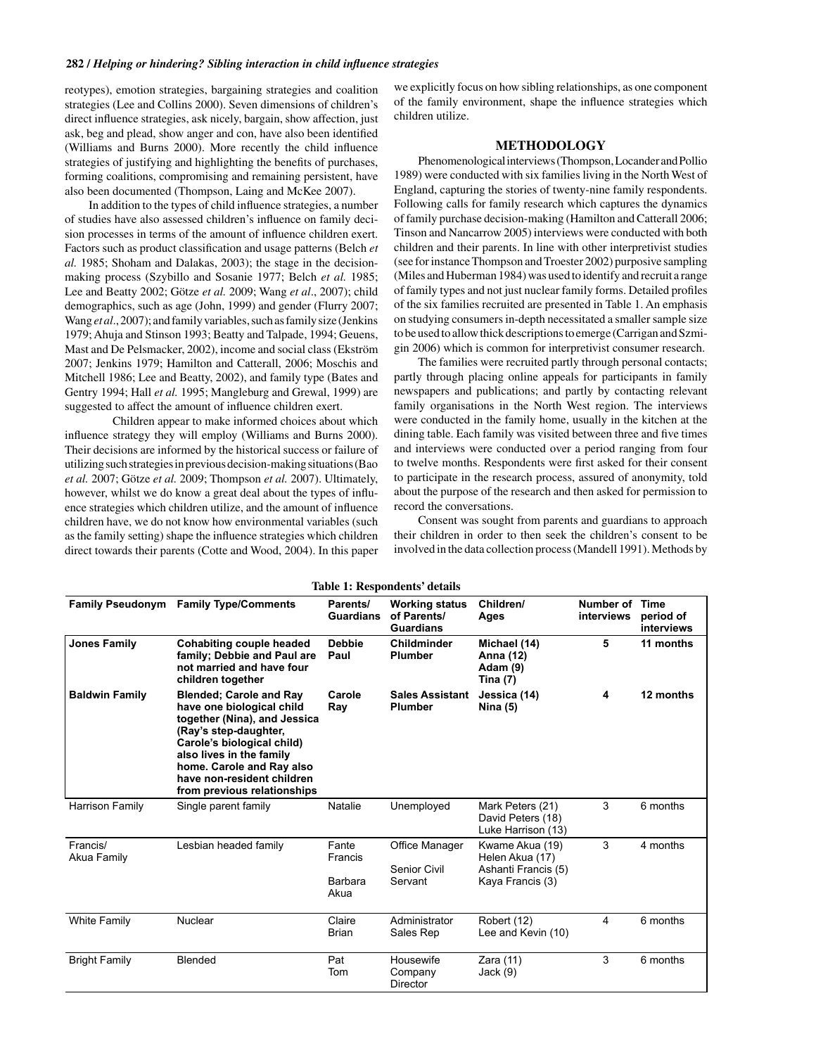reotypes), emotion strategies, bargaining strategies and coalition strategies (Lee and Collins 2000). Seven dimensions of children's direct influence strategies, ask nicely, bargain, show affection, just ask, beg and plead, show anger and con, have also been identified (Williams and Burns 2000). More recently the child influence strategies of justifying and highlighting the benefits of purchases, forming coalitions, compromising and remaining persistent, have also been documented (Thompson, Laing and McKee 2007).

In addition to the types of child influence strategies, a number of studies have also assessed children's influence on family decision processes in terms of the amount of influence children exert. Factors such as product classification and usage patterns (Belch *et al.* 1985; Shoham and Dalakas, 2003); the stage in the decision-making process (Szybillo and Sosanie 1977; Belch *et al.* 1985; Lee and Beatty 2002; Götze *et al.* 2009; Wang *et al*., 2007); child demographics, such as age (John, 1999) and gender (Flurry 2007; Wang *et al*., 2007); and family variables, such as family size (Jenkins 1979; Ahuja and Stinson 1993; Beatty and Talpade, 1994; Geuens, Mast and De Pelsmacker, 2002), income and social class (Ekström 2007; Jenkins 1979; Hamilton and Catterall, 2006; Moschis and Mitchell 1986; Lee and Beatty, 2002), and family type (Bates and Gentry 1994; Hall *et al.* 1995; Mangleburg and Grewal, 1999) are suggested to affect the amount of influence children exert.

Children appear to make informed choices about which influence strategy they will employ (Williams and Burns 2000). Their decisions are informed by the historical success or failure of utilizing such strategies in previous decision-making situations (Bao *et al.* 2007; Götze *et al.* 2009; Thompson *et al.* 2007). Ultimately, however, whilst we do know a great deal about the types of influence strategies which children utilize, and the amount of influence children have, we do not know how environmental variables (such as the family setting) shape the influence strategies which children direct towards their parents (Cotte and Wood, 2004). In this paper we explicitly focus on how sibling relationships, as one component of the family environment, shape the influence strategies which children utilize.

## METHODOLOGY

Phenomenological interviews (Thompson, Locander and Pollio 1989) were conducted with six families living in the North West of England, capturing the stories of twenty-nine family respondents. Following calls for family research which captures the dynamics of family purchase decision-making (Hamilton and Catterall 2006; Tinson and Nancarrow 2005) interviews were conducted with both children and their parents. In line with other interpretivist studies (see for instance Thompson and Troester 2002) purposive sampling (Miles and Huberman 1984) was used to identify and recruit a range of family types and not just nuclear family forms. Detailed profiles of the six families recruited are presented in Table 1. An emphasis on studying consumers in-depth necessitated a smaller sample size to be used to allow thick descriptions to emerge (Carrigan and Szmigin 2006) which is common for interpretivist consumer research.

The families were recruited partly through personal contacts; partly through placing online appeals for participants in family newspapers and publications; and partly by contacting relevant family organisations in the North West region. The interviews were conducted in the family home, usually in the kitchen at the dining table. Each family was visited between three and five times and interviews were conducted over a period ranging from four to twelve months. Respondents were first asked for their consent to participate in the research process, assured of anonymity, told about the purpose of the research and then asked for permission to record the conversations.

Consent was sought from parents and guardians to approach their children in order to then seek the children's consent to be involved in the data collection process (Mandell 1991). Methods by

**Table 1: Respondents' details**

| Family Pseudonym | Family Type/Comments | Parents/ Guardians | Working status of Parents/ Guardians | Children/ Ages | Number of interviews | Time period of interviews |
|---|---|---|---|---|---|---|
| **Jones Family** | **Cohabiting couple headed family; Debbie and Paul are not married and have four children together** | **Debbie Paul** | **Childminder Plumber** | **Michael (14) Anna (12) Adam (9) Tina (7)** | **5** | **11 months** |
| **Baldwin Family** | **Blended; Carole and Ray have one biological child together (Nina), and Jessica (Ray's step-daughter, Carole's biological child) also lives in the family home. Carole and Ray also have non-resident children from previous relationships** | **Carole Ray** | **Sales Assistant Plumber** | **Jessica (14) Nina (5)** | **4** | **12 months** |
| Harrison Family | Single parent family | Natalie | Unemployed | Mark Peters (21) David Peters (18) Luke Harrison (13) | 3 | 6 months |
| Francis/ Akua Family | Lesbian headed family | Fante Francis Barbara Akua | Office Manager Senior Civil Servant | Kwame Akua (19) Helen Akua (17) Ashanti Francis (5) Kaya Francis (3) | 3 | 4 months |
| White Family | Nuclear | Claire Brian | Administrator Sales Rep | Robert (12) Lee and Kevin (10) | 4 | 6 months |
| Bright Family | Blended | Pat Tom | Housewife Company Director | Zara (11) Jack (9) | 3 | 6 months |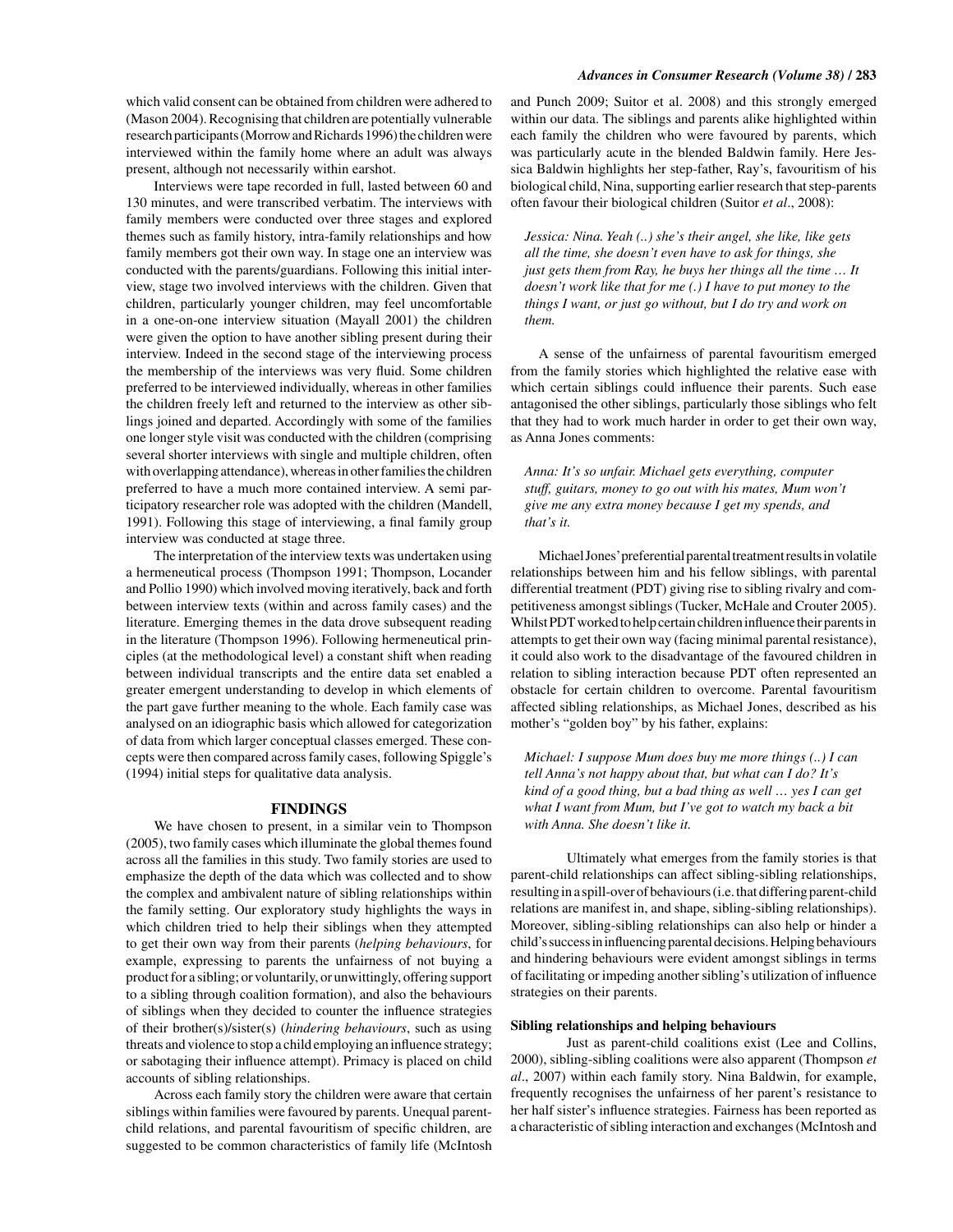which valid consent can be obtained from children were adhered to (Mason 2004). Recognising that children are potentially vulnerable research participants (Morrow and Richards 1996) the children were interviewed within the family home where an adult was always present, although not necessarily within earshot.

Interviews were tape recorded in full, lasted between 60 and 130 minutes, and were transcribed verbatim. The interviews with family members were conducted over three stages and explored themes such as family history, intra-family relationships and how family members got their own way. In stage one an interview was conducted with the parents/guardians. Following this initial interview, stage two involved interviews with the children. Given that children, particularly younger children, may feel uncomfortable in a one-on-one interview situation (Mayall 2001) the children were given the option to have another sibling present during their interview. Indeed in the second stage of the interviewing process the membership of the interviews was very fluid. Some children preferred to be interviewed individually, whereas in other families the children freely left and returned to the interview as other siblings joined and departed. Accordingly with some of the families one longer style visit was conducted with the children (comprising several shorter interviews with single and multiple children, often with overlapping attendance), whereas in other families the children preferred to have a much more contained interview. A semi participatory researcher role was adopted with the children (Mandell, 1991). Following this stage of interviewing, a final family group interview was conducted at stage three.

The interpretation of the interview texts was undertaken using a hermeneutical process (Thompson 1991; Thompson, Locander and Pollio 1990) which involved moving iteratively, back and forth between interview texts (within and across family cases) and the literature. Emerging themes in the data drove subsequent reading in the literature (Thompson 1996). Following hermeneutical principles (at the methodological level) a constant shift when reading between individual transcripts and the entire data set enabled a greater emergent understanding to develop in which elements of the part gave further meaning to the whole. Each family case was analysed on an idiographic basis which allowed for categorization of data from which larger conceptual classes emerged. These concepts were then compared across family cases, following Spiggle's (1994) initial steps for qualitative data analysis.

## FINDINGS

We have chosen to present, in a similar vein to Thompson (2005), two family cases which illuminate the global themes found across all the families in this study. Two family stories are used to emphasize the depth of the data which was collected and to show the complex and ambivalent nature of sibling relationships within the family setting. Our exploratory study highlights the ways in which children tried to help their siblings when they attempted to get their own way from their parents (*helping behaviours*, for example, expressing to parents the unfairness of not buying a product for a sibling; or voluntarily, or unwittingly, offering support to a sibling through coalition formation), and also the behaviours of siblings when they decided to counter the influence strategies of their brother(s)/sister(s) (*hindering behaviours*, such as using threats and violence to stop a child employing an influence strategy; or sabotaging their influence attempt). Primacy is placed on child accounts of sibling relationships.

Across each family story the children were aware that certain siblings within families were favoured by parents. Unequal parent-child relations, and parental favouritism of specific children, are suggested to be common characteristics of family life (McIntosh and Punch 2009; Suitor et al. 2008) and this strongly emerged within our data. The siblings and parents alike highlighted within each family the children who were favoured by parents, which was particularly acute in the blended Baldwin family. Here Jessica Baldwin highlights her step-father, Ray's, favouritism of his biological child, Nina, supporting earlier research that step-parents often favour their biological children (Suitor *et al*., 2008):

*Jessica: Nina. Yeah (..) she's their angel, she like, like gets all the time, she doesn't even have to ask for things, she just gets them from Ray, he buys her things all the time … It doesn't work like that for me (.) I have to put money to the things I want, or just go without, but I do try and work on them.*

A sense of the unfairness of parental favouritism emerged from the family stories which highlighted the relative ease with which certain siblings could influence their parents. Such ease antagonised the other siblings, particularly those siblings who felt that they had to work much harder in order to get their own way, as Anna Jones comments:

*Anna: It's so unfair. Michael gets everything, computer stuff, guitars, money to go out with his mates, Mum won't give me any extra money because I get my spends, and that's it.*

Michael Jones' preferential parental treatment results in volatile relationships between him and his fellow siblings, with parental differential treatment (PDT) giving rise to sibling rivalry and competitiveness amongst siblings (Tucker, McHale and Crouter 2005). Whilst PDT worked to help certain children influence their parents in attempts to get their own way (facing minimal parental resistance), it could also work to the disadvantage of the favoured children in relation to sibling interaction because PDT often represented an obstacle for certain children to overcome. Parental favouritism affected sibling relationships, as Michael Jones, described as his mother's "golden boy" by his father, explains:

*Michael: I suppose Mum does buy me more things (..) I can tell Anna's not happy about that, but what can I do? It's kind of a good thing, but a bad thing as well … yes I can get what I want from Mum, but I've got to watch my back a bit with Anna. She doesn't like it.*

Ultimately what emerges from the family stories is that parent-child relationships can affect sibling-sibling relationships, resulting in a spill-over of behaviours (i.e. that differing parent-child relations are manifest in, and shape, sibling-sibling relationships). Moreover, sibling-sibling relationships can also help or hinder a child's success in influencing parental decisions. Helping behaviours and hindering behaviours were evident amongst siblings in terms of facilitating or impeding another sibling's utilization of influence strategies on their parents.

### Sibling relationships and helping behaviours

Just as parent-child coalitions exist (Lee and Collins, 2000), sibling-sibling coalitions were also apparent (Thompson *et al*., 2007) within each family story. Nina Baldwin, for example, frequently recognises the unfairness of her parent's resistance to her half sister's influence strategies. Fairness has been reported as a characteristic of sibling interaction and exchanges (McIntosh and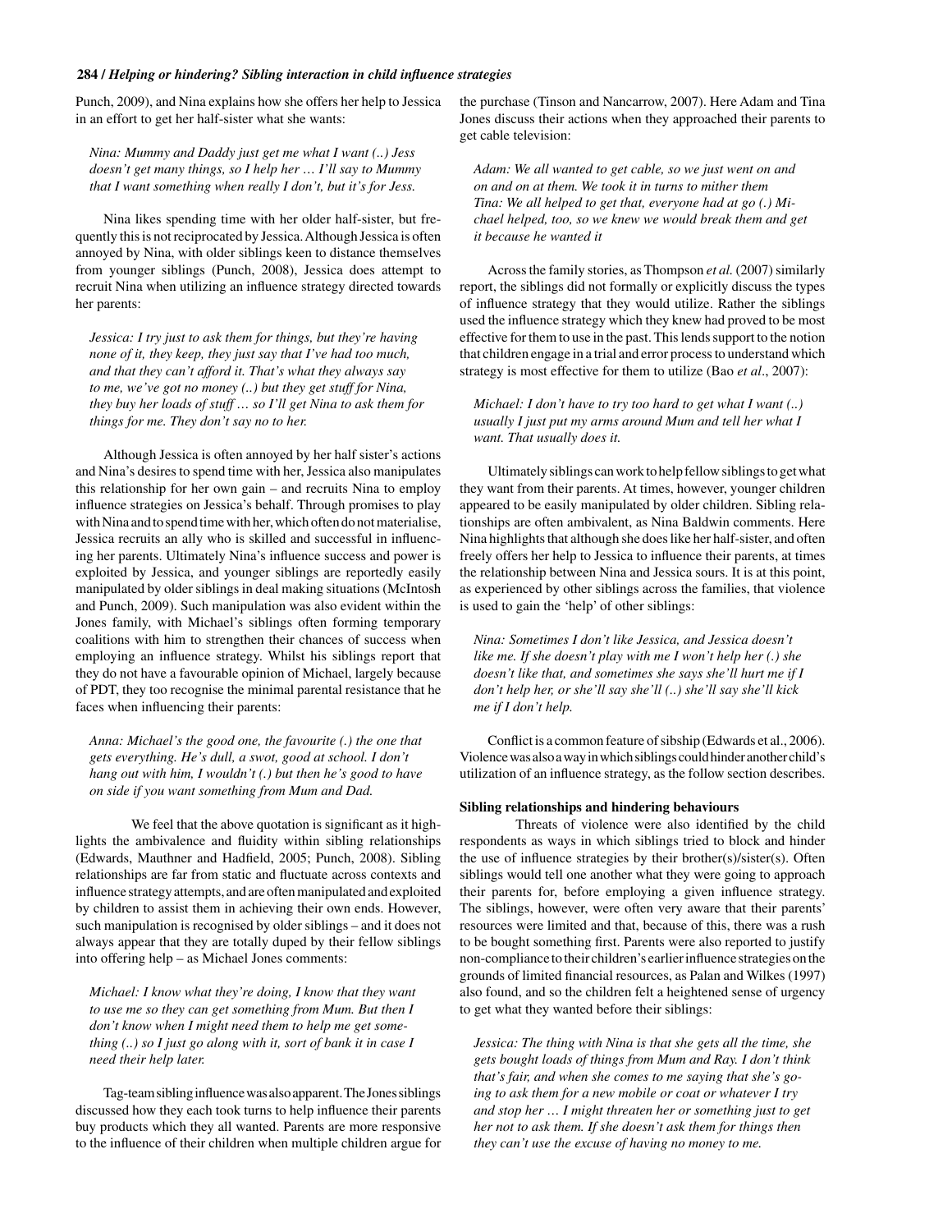Punch, 2009), and Nina explains how she offers her help to Jessica in an effort to get her half-sister what she wants:

*Nina: Mummy and Daddy just get me what I want (..) Jess doesn't get many things, so I help her … I'll say to Mummy that I want something when really I don't, but it's for Jess.*

Nina likes spending time with her older half-sister, but frequently this is not reciprocated by Jessica. Although Jessica is often annoyed by Nina, with older siblings keen to distance themselves from younger siblings (Punch, 2008), Jessica does attempt to recruit Nina when utilizing an influence strategy directed towards her parents:

*Jessica: I try just to ask them for things, but they're having none of it, they keep, they just say that I've had too much, and that they can't afford it. That's what they always say to me, we've got no money (..) but they get stuff for Nina, they buy her loads of stuff … so I'll get Nina to ask them for things for me. They don't say no to her.*

Although Jessica is often annoyed by her half sister's actions and Nina's desires to spend time with her, Jessica also manipulates this relationship for her own gain – and recruits Nina to employ influence strategies on Jessica's behalf. Through promises to play with Nina and to spend time with her, which often do not materialise, Jessica recruits an ally who is skilled and successful in influencing her parents. Ultimately Nina's influence success and power is exploited by Jessica, and younger siblings are reportedly easily manipulated by older siblings in deal making situations (McIntosh and Punch, 2009). Such manipulation was also evident within the Jones family, with Michael's siblings often forming temporary coalitions with him to strengthen their chances of success when employing an influence strategy. Whilst his siblings report that they do not have a favourable opinion of Michael, largely because of PDT, they too recognise the minimal parental resistance that he faces when influencing their parents:

*Anna: Michael's the good one, the favourite (.) the one that gets everything. He's dull, a swot, good at school. I don't hang out with him, I wouldn't (.) but then he's good to have on side if you want something from Mum and Dad.*

We feel that the above quotation is significant as it highlights the ambivalence and fluidity within sibling relationships (Edwards, Mauthner and Hadfield, 2005; Punch, 2008). Sibling relationships are far from static and fluctuate across contexts and influence strategy attempts, and are often manipulated and exploited by children to assist them in achieving their own ends. However, such manipulation is recognised by older siblings – and it does not always appear that they are totally duped by their fellow siblings into offering help – as Michael Jones comments:

*Michael: I know what they're doing, I know that they want to use me so they can get something from Mum. But then I don't know when I might need them to help me get something (..) so I just go along with it, sort of bank it in case I need their help later.*

Tag-team sibling influence was also apparent. The Jones siblings discussed how they each took turns to help influence their parents buy products which they all wanted. Parents are more responsive to the influence of their children when multiple children argue for the purchase (Tinson and Nancarrow, 2007). Here Adam and Tina Jones discuss their actions when they approached their parents to get cable television:

*Adam: We all wanted to get cable, so we just went on and on and on at them. We took it in turns to mither them*
*Tina: We all helped to get that, everyone had at go (.) Michael helped, too, so we knew we would break them and get it because he wanted it*

Across the family stories, as Thompson *et al.* (2007) similarly report, the siblings did not formally or explicitly discuss the types of influence strategy that they would utilize. Rather the siblings used the influence strategy which they knew had proved to be most effective for them to use in the past. This lends support to the notion that children engage in a trial and error process to understand which strategy is most effective for them to utilize (Bao *et al*., 2007):

*Michael: I don't have to try too hard to get what I want (..) usually I just put my arms around Mum and tell her what I want. That usually does it.*

Ultimately siblings can work to help fellow siblings to get what they want from their parents. At times, however, younger children appeared to be easily manipulated by older children. Sibling relationships are often ambivalent, as Nina Baldwin comments. Here Nina highlights that although she does like her half-sister, and often freely offers her help to Jessica to influence their parents, at times the relationship between Nina and Jessica sours. It is at this point, as experienced by other siblings across the families, that violence is used to gain the 'help' of other siblings:

*Nina: Sometimes I don't like Jessica, and Jessica doesn't like me. If she doesn't play with me I won't help her (.) she doesn't like that, and sometimes she says she'll hurt me if I don't help her, or she'll say she'll (..) she'll say she'll kick me if I don't help.*

Conflict is a common feature of sibship (Edwards et al., 2006). Violence was also a way in which siblings could hinder another child's utilization of an influence strategy, as the follow section describes.

**Sibling relationships and hindering behaviours**

Threats of violence were also identified by the child respondents as ways in which siblings tried to block and hinder the use of influence strategies by their brother(s)/sister(s). Often siblings would tell one another what they were going to approach their parents for, before employing a given influence strategy. The siblings, however, were often very aware that their parents' resources were limited and that, because of this, there was a rush to be bought something first. Parents were also reported to justify non-compliance to their children's earlier influence strategies on the grounds of limited financial resources, as Palan and Wilkes (1997) also found, and so the children felt a heightened sense of urgency to get what they wanted before their siblings:

*Jessica: The thing with Nina is that she gets all the time, she gets bought loads of things from Mum and Ray. I don't think that's fair, and when she comes to me saying that she's going to ask them for a new mobile or coat or whatever I try and stop her … I might threaten her or something just to get her not to ask them. If she doesn't ask them for things then they can't use the excuse of having no money to me.*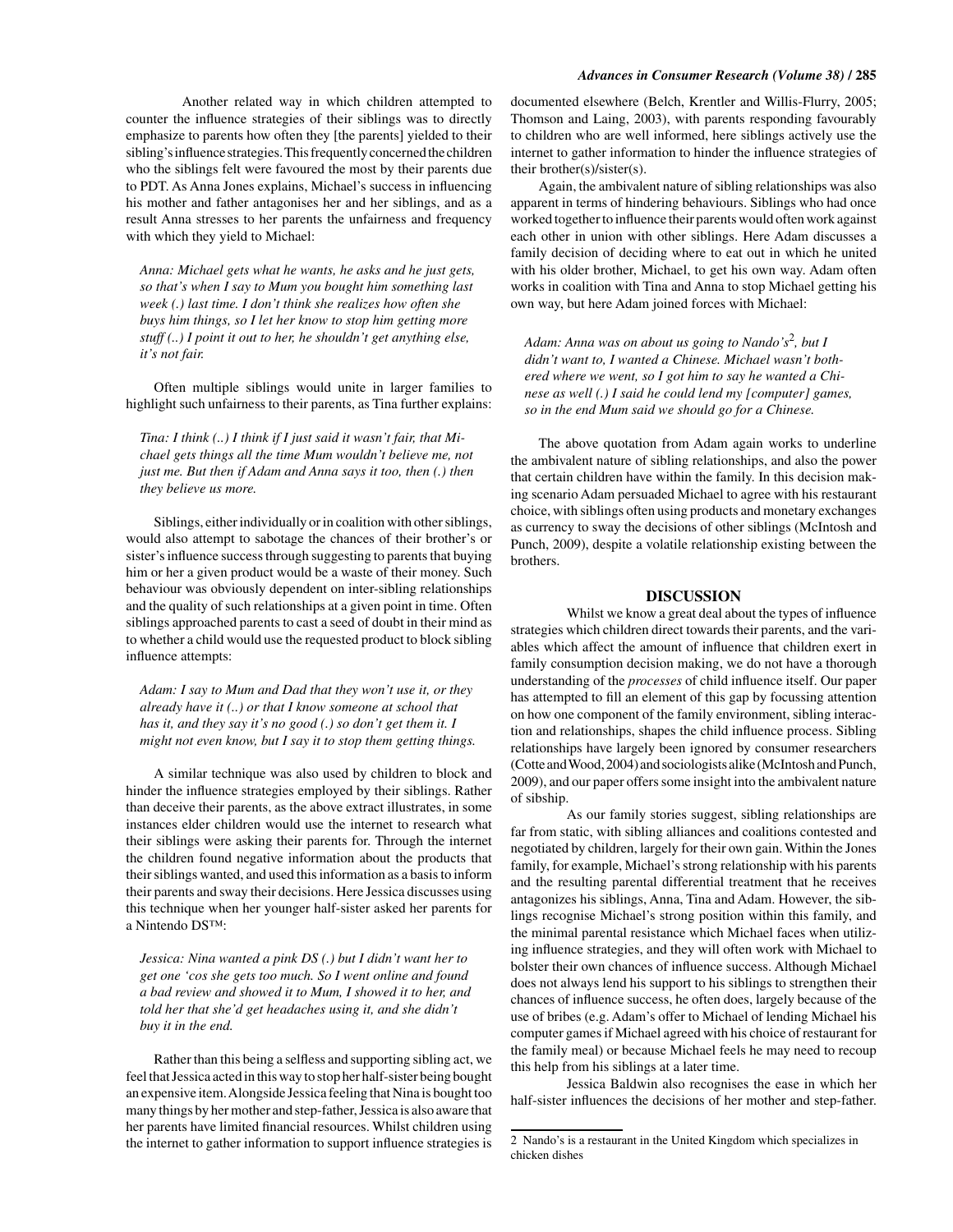Another related way in which children attempted to counter the influence strategies of their siblings was to directly emphasize to parents how often they [the parents] yielded to their sibling's influence strategies. This frequently concerned the children who the siblings felt were favoured the most by their parents due to PDT. As Anna Jones explains, Michael's success in influencing his mother and father antagonises her and her siblings, and as a result Anna stresses to her parents the unfairness and frequency with which they yield to Michael:

> *Anna: Michael gets what he wants, he asks and he just gets, so that's when I say to Mum you bought him something last week (.) last time. I don't think she realizes how often she buys him things, so I let her know to stop him getting more stuff (..) I point it out to her, he shouldn't get anything else, it's not fair.*

Often multiple siblings would unite in larger families to highlight such unfairness to their parents, as Tina further explains:

> *Tina: I think (..) I think if I just said it wasn't fair, that Michael gets things all the time Mum wouldn't believe me, not just me. But then if Adam and Anna says it too, then (.) then they believe us more.*

Siblings, either individually or in coalition with other siblings, would also attempt to sabotage the chances of their brother's or sister's influence success through suggesting to parents that buying him or her a given product would be a waste of their money. Such behaviour was obviously dependent on inter-sibling relationships and the quality of such relationships at a given point in time. Often siblings approached parents to cast a seed of doubt in their mind as to whether a child would use the requested product to block sibling influence attempts:

> *Adam: I say to Mum and Dad that they won't use it, or they already have it (..) or that I know someone at school that has it, and they say it's no good (.) so don't get them it. I might not even know, but I say it to stop them getting things.*

A similar technique was also used by children to block and hinder the influence strategies employed by their siblings. Rather than deceive their parents, as the above extract illustrates, in some instances elder children would use the internet to research what their siblings were asking their parents for. Through the internet the children found negative information about the products that their siblings wanted, and used this information as a basis to inform their parents and sway their decisions. Here Jessica discusses using this technique when her younger half-sister asked her parents for a Nintendo DS™:

> *Jessica: Nina wanted a pink DS (.) but I didn't want her to get one 'cos she gets too much. So I went online and found a bad review and showed it to Mum, I showed it to her, and told her that she'd get headaches using it, and she didn't buy it in the end.*

Rather than this being a selfless and supporting sibling act, we feel that Jessica acted in this way to stop her half-sister being bought an expensive item. Alongside Jessica feeling that Nina is bought too many things by her mother and step-father, Jessica is also aware that her parents have limited financial resources. Whilst children using the internet to gather information to support influence strategies is documented elsewhere (Belch, Krentler and Willis-Flurry, 2005; Thomson and Laing, 2003), with parents responding favourably to children who are well informed, here siblings actively use the internet to gather information to hinder the influence strategies of their brother(s)/sister(s).

Again, the ambivalent nature of sibling relationships was also apparent in terms of hindering behaviours. Siblings who had once worked together to influence their parents would often work against each other in union with other siblings. Here Adam discusses a family decision of deciding where to eat out in which he united with his older brother, Michael, to get his own way. Adam often works in coalition with Tina and Anna to stop Michael getting his own way, but here Adam joined forces with Michael:

> *Adam: Anna was on about us going to Nando's[2], but I didn't want to, I wanted a Chinese. Michael wasn't bothered where we went, so I got him to say he wanted a Chinese as well (.) I said he could lend my [computer] games, so in the end Mum said we should go for a Chinese.*

The above quotation from Adam again works to underline the ambivalent nature of sibling relationships, and also the power that certain children have within the family. In this decision making scenario Adam persuaded Michael to agree with his restaurant choice, with siblings often using products and monetary exchanges as currency to sway the decisions of other siblings (McIntosh and Punch, 2009), despite a volatile relationship existing between the brothers.

## DISCUSSION

Whilst we know a great deal about the types of influence strategies which children direct towards their parents, and the variables which affect the amount of influence that children exert in family consumption decision making, we do not have a thorough understanding of the *processes* of child influence itself. Our paper has attempted to fill an element of this gap by focussing attention on how one component of the family environment, sibling interaction and relationships, shapes the child influence process. Sibling relationships have largely been ignored by consumer researchers (Cotte and Wood, 2004) and sociologists alike (McIntosh and Punch, 2009), and our paper offers some insight into the ambivalent nature of sibship.

As our family stories suggest, sibling relationships are far from static, with sibling alliances and coalitions contested and negotiated by children, largely for their own gain. Within the Jones family, for example, Michael's strong relationship with his parents and the resulting parental differential treatment that he receives antagonizes his siblings, Anna, Tina and Adam. However, the siblings recognise Michael's strong position within this family, and the minimal parental resistance which Michael faces when utilizing influence strategies, and they will often work with Michael to bolster their own chances of influence success. Although Michael does not always lend his support to his siblings to strengthen their chances of influence success, he often does, largely because of the use of bribes (e.g. Adam's offer to Michael of lending Michael his computer games if Michael agreed with his choice of restaurant for the family meal) or because Michael feels he may need to recoup this help from his siblings at a later time.

Jessica Baldwin also recognises the ease in which her half-sister influences the decisions of her mother and step-father.

---

2 Nando's is a restaurant in the United Kingdom which specializes in chicken dishes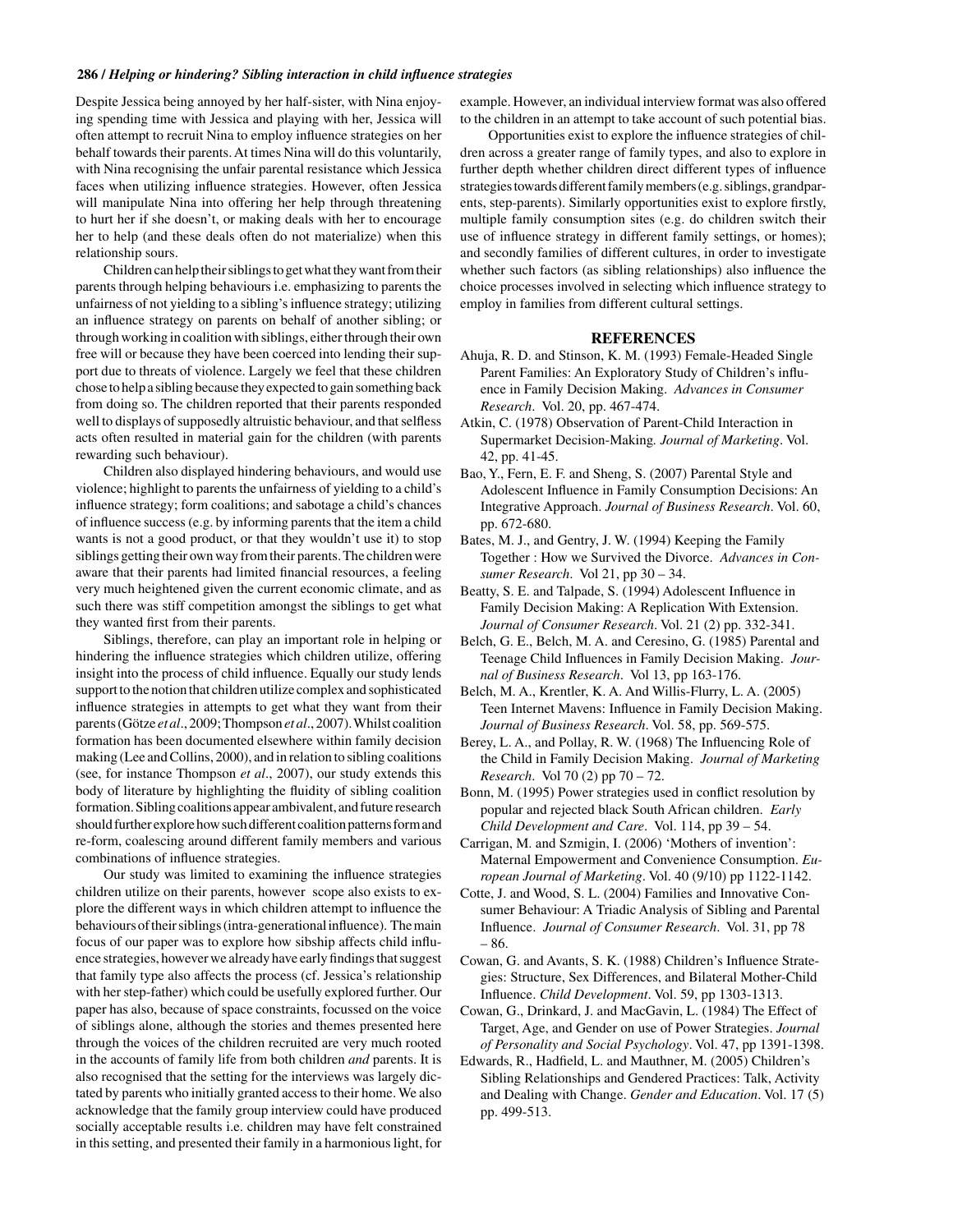Despite Jessica being annoyed by her half-sister, with Nina enjoying spending time with Jessica and playing with her, Jessica will often attempt to recruit Nina to employ influence strategies on her behalf towards their parents. At times Nina will do this voluntarily, with Nina recognising the unfair parental resistance which Jessica faces when utilizing influence strategies. However, often Jessica will manipulate Nina into offering her help through threatening to hurt her if she doesn't, or making deals with her to encourage her to help (and these deals often do not materialize) when this relationship sours.

Children can help their siblings to get what they want from their parents through helping behaviours i.e. emphasizing to parents the unfairness of not yielding to a sibling's influence strategy; utilizing an influence strategy on parents on behalf of another sibling; or through working in coalition with siblings, either through their own free will or because they have been coerced into lending their support due to threats of violence. Largely we feel that these children chose to help a sibling because they expected to gain something back from doing so. The children reported that their parents responded well to displays of supposedly altruistic behaviour, and that selfless acts often resulted in material gain for the children (with parents rewarding such behaviour).

Children also displayed hindering behaviours, and would use violence; highlight to parents the unfairness of yielding to a child's influence strategy; form coalitions; and sabotage a child's chances of influence success (e.g. by informing parents that the item a child wants is not a good product, or that they wouldn't use it) to stop siblings getting their own way from their parents. The children were aware that their parents had limited financial resources, a feeling very much heightened given the current economic climate, and as such there was stiff competition amongst the siblings to get what they wanted first from their parents.

Siblings, therefore, can play an important role in helping or hindering the influence strategies which children utilize, offering insight into the process of child influence. Equally our study lends support to the notion that children utilize complex and sophisticated influence strategies in attempts to get what they want from their parents (Götze *et al*., 2009; Thompson *et al*., 2007). Whilst coalition formation has been documented elsewhere within family decision making (Lee and Collins, 2000), and in relation to sibling coalitions (see, for instance Thompson *et al*., 2007), our study extends this body of literature by highlighting the fluidity of sibling coalition formation. Sibling coalitions appear ambivalent, and future research should further explore how such different coalition patterns form and re-form, coalescing around different family members and various combinations of influence strategies.

Our study was limited to examining the influence strategies children utilize on their parents, however scope also exists to explore the different ways in which children attempt to influence the behaviours of their siblings (intra-generational influence). The main focus of our paper was to explore how sibship affects child influence strategies, however we already have early findings that suggest that family type also affects the process (cf. Jessica's relationship with her step-father) which could be usefully explored further. Our paper has also, because of space constraints, focussed on the voice of siblings alone, although the stories and themes presented here through the voices of the children recruited are very much rooted in the accounts of family life from both children *and* parents. It is also recognised that the setting for the interviews was largely dictated by parents who initially granted access to their home. We also acknowledge that the family group interview could have produced socially acceptable results i.e. children may have felt constrained in this setting, and presented their family in a harmonious light, for example. However, an individual interview format was also offered to the children in an attempt to take account of such potential bias.

Opportunities exist to explore the influence strategies of children across a greater range of family types, and also to explore in further depth whether children direct different types of influence strategies towards different family members (e.g. siblings, grandparents, step-parents). Similarly opportunities exist to explore firstly, multiple family consumption sites (e.g. do children switch their use of influence strategy in different family settings, or homes); and secondly families of different cultures, in order to investigate whether such factors (as sibling relationships) also influence the choice processes involved in selecting which influence strategy to employ in families from different cultural settings.

## REFERENCES

Ahuja, R. D. and Stinson, K. M. (1993) Female-Headed Single Parent Families: An Exploratory Study of Children's influence in Family Decision Making. *Advances in Consumer Research*. Vol. 20, pp. 467-474.

Atkin, C. (1978) Observation of Parent-Child Interaction in Supermarket Decision-Making. *Journal of Marketing*. Vol. 42, pp. 41-45.

Bao, Y., Fern, E. F. and Sheng, S. (2007) Parental Style and Adolescent Influence in Family Consumption Decisions: An Integrative Approach. *Journal of Business Research*. Vol. 60, pp. 672-680.

Bates, M. J., and Gentry, J. W. (1994) Keeping the Family Together : How we Survived the Divorce. *Advances in Consumer Research*. Vol 21, pp 30 – 34.

Beatty, S. E. and Talpade, S. (1994) Adolescent Influence in Family Decision Making: A Replication With Extension. *Journal of Consumer Research*. Vol. 21 (2) pp. 332-341.

Belch, G. E., Belch, M. A. and Ceresino, G. (1985) Parental and Teenage Child Influences in Family Decision Making. *Journal of Business Research*. Vol 13, pp 163-176.

Belch, M. A., Krentler, K. A. And Willis-Flurry, L. A. (2005) Teen Internet Mavens: Influence in Family Decision Making. *Journal of Business Research*. Vol. 58, pp. 569-575.

Berey, L. A., and Pollay, R. W. (1968) The Influencing Role of the Child in Family Decision Making. *Journal of Marketing Research*. Vol 70 (2) pp 70 – 72.

Bonn, M. (1995) Power strategies used in conflict resolution by popular and rejected black South African children. *Early Child Development and Care*. Vol. 114, pp 39 – 54.

Carrigan, M. and Szmigin, I. (2006) 'Mothers of invention': Maternal Empowerment and Convenience Consumption. *European Journal of Marketing*. Vol. 40 (9/10) pp 1122-1142.

Cotte, J. and Wood, S. L. (2004) Families and Innovative Consumer Behaviour: A Triadic Analysis of Sibling and Parental Influence. *Journal of Consumer Research*. Vol. 31, pp 78 – 86.

Cowan, G. and Avants, S. K. (1988) Children's Influence Strategies: Structure, Sex Differences, and Bilateral Mother-Child Influence. *Child Development*. Vol. 59, pp 1303-1313.

Cowan, G., Drinkard, J. and MacGavin, L. (1984) The Effect of Target, Age, and Gender on use of Power Strategies. *Journal of Personality and Social Psychology*. Vol. 47, pp 1391-1398.

Edwards, R., Hadfield, L. and Mauthner, M. (2005) Children's Sibling Relationships and Gendered Practices: Talk, Activity and Dealing with Change. *Gender and Education*. Vol. 17 (5) pp. 499-513.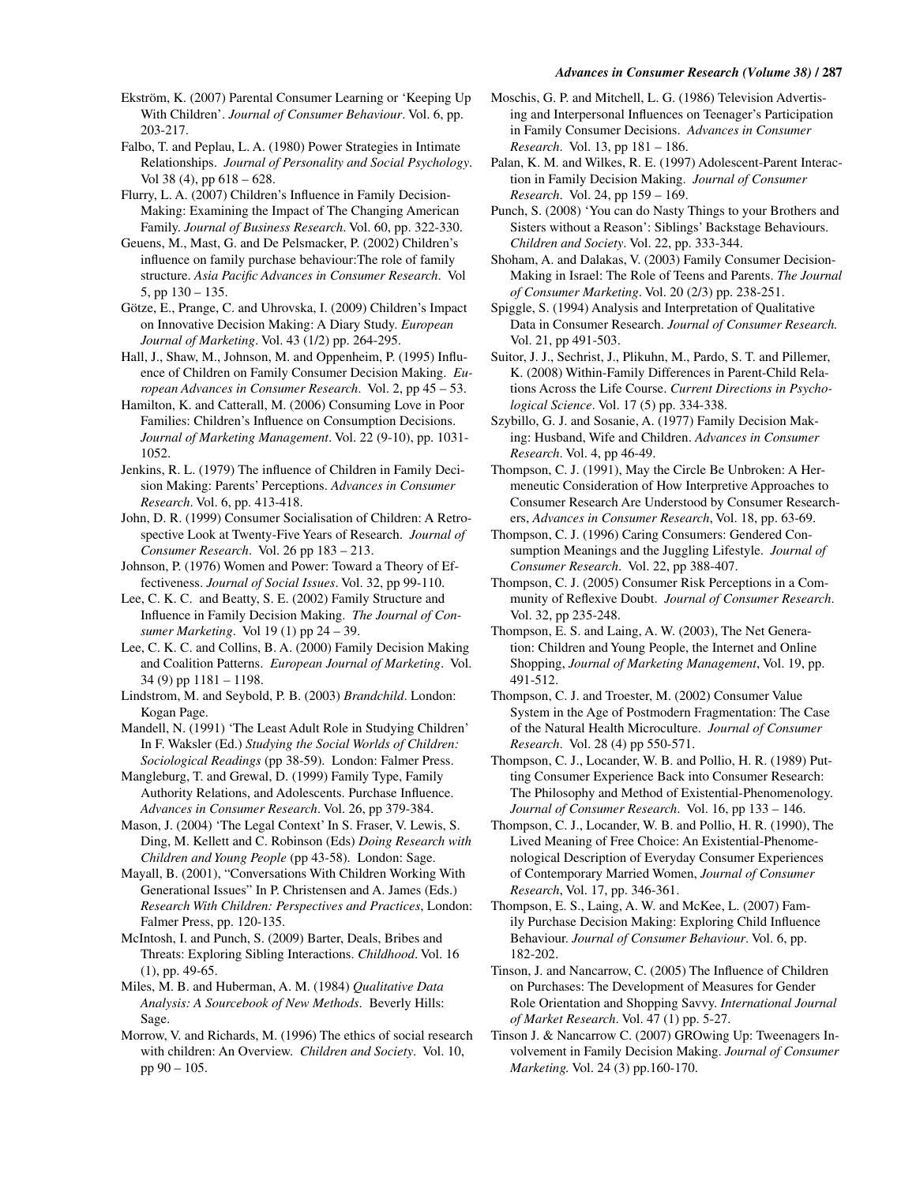Ekström, K. (2007) Parental Consumer Learning or 'Keeping Up With Children'. *Journal of Consumer Behaviour*. Vol. 6, pp. 203-217.

Falbo, T. and Peplau, L. A. (1980) Power Strategies in Intimate Relationships. *Journal of Personality and Social Psychology*. Vol 38 (4), pp 618 – 628.

Flurry, L. A. (2007) Children's Influence in Family Decision-Making: Examining the Impact of The Changing American Family. *Journal of Business Research*. Vol. 60, pp. 322-330.

Geuens, M., Mast, G. and De Pelsmacker, P. (2002) Children's influence on family purchase behaviour:The role of family structure. *Asia Pacific Advances in Consumer Research*. Vol 5, pp 130 – 135.

Götze, E., Prange, C. and Uhrovska, I. (2009) Children's Impact on Innovative Decision Making: A Diary Study. *European Journal of Marketing*. Vol. 43 (1/2) pp. 264-295.

Hall, J., Shaw, M., Johnson, M. and Oppenheim, P. (1995) Influence of Children on Family Consumer Decision Making. *European Advances in Consumer Research*. Vol. 2, pp 45 – 53.

Hamilton, K. and Catterall, M. (2006) Consuming Love in Poor Families: Children's Influence on Consumption Decisions. *Journal of Marketing Management*. Vol. 22 (9-10), pp. 1031-1052.

Jenkins, R. L. (1979) The influence of Children in Family Decision Making: Parents' Perceptions. *Advances in Consumer Research*. Vol. 6, pp. 413-418.

John, D. R. (1999) Consumer Socialisation of Children: A Retrospective Look at Twenty-Five Years of Research. *Journal of Consumer Research*. Vol. 26 pp 183 – 213.

Johnson, P. (1976) Women and Power: Toward a Theory of Effectiveness. *Journal of Social Issues*. Vol. 32, pp 99-110.

Lee, C. K. C. and Beatty, S. E. (2002) Family Structure and Influence in Family Decision Making. *The Journal of Consumer Marketing*. Vol 19 (1) pp 24 – 39.

Lee, C. K. C. and Collins, B. A. (2000) Family Decision Making and Coalition Patterns. *European Journal of Marketing*. Vol. 34 (9) pp 1181 – 1198.

Lindstrom, M. and Seybold, P. B. (2003) *Brandchild*. London: Kogan Page.

Mandell, N. (1991) 'The Least Adult Role in Studying Children' In F. Waksler (Ed.) *Studying the Social Worlds of Children: Sociological Readings* (pp 38-59). London: Falmer Press.

Mangleburg, T. and Grewal, D. (1999) Family Type, Family Authority Relations, and Adolescents. Purchase Influence. *Advances in Consumer Research*. Vol. 26, pp 379-384.

Mason, J. (2004) 'The Legal Context' In S. Fraser, V. Lewis, S. Ding, M. Kellett and C. Robinson (Eds) *Doing Research with Children and Young People* (pp 43-58). London: Sage.

Mayall, B. (2001), "Conversations With Children Working With Generational Issues" In P. Christensen and A. James (Eds.) *Research With Children: Perspectives and Practices*, London: Falmer Press, pp. 120-135.

McIntosh, I. and Punch, S. (2009) Barter, Deals, Bribes and Threats: Exploring Sibling Interactions. *Childhood*. Vol. 16 (1), pp. 49-65.

Miles, M. B. and Huberman, A. M. (1984) *Qualitative Data Analysis: A Sourcebook of New Methods*. Beverly Hills: Sage.

Morrow, V. and Richards, M. (1996) The ethics of social research with children: An Overview. *Children and Society*. Vol. 10, pp 90 – 105.

Moschis, G. P. and Mitchell, L. G. (1986) Television Advertising and Interpersonal Influences on Teenager's Participation in Family Consumer Decisions. *Advances in Consumer Research*. Vol. 13, pp 181 – 186.

Palan, K. M. and Wilkes, R. E. (1997) Adolescent-Parent Interaction in Family Decision Making. *Journal of Consumer Research*. Vol. 24, pp 159 – 169.

Punch, S. (2008) 'You can do Nasty Things to your Brothers and Sisters without a Reason': Siblings' Backstage Behaviours. *Children and Society*. Vol. 22, pp. 333-344.

Shoham, A. and Dalakas, V. (2003) Family Consumer Decision-Making in Israel: The Role of Teens and Parents. *The Journal of Consumer Marketing*. Vol. 20 (2/3) pp. 238-251.

Spiggle, S. (1994) Analysis and Interpretation of Qualitative Data in Consumer Research. *Journal of Consumer Research.* Vol. 21, pp 491-503.

Suitor, J. J., Sechrist, J., Plikuhn, M., Pardo, S. T. and Pillemer, K. (2008) Within-Family Differences in Parent-Child Relations Across the Life Course. *Current Directions in Psychological Science*. Vol. 17 (5) pp. 334-338.

Szybillo, G. J. and Sosanie, A. (1977) Family Decision Making: Husband, Wife and Children. *Advances in Consumer Research*. Vol. 4, pp 46-49.

Thompson, C. J. (1991), May the Circle Be Unbroken: A Hermeneutic Consideration of How Interpretive Approaches to Consumer Research Are Understood by Consumer Researchers, *Advances in Consumer Research*, Vol. 18, pp. 63-69.

Thompson, C. J. (1996) Caring Consumers: Gendered Consumption Meanings and the Juggling Lifestyle. *Journal of Consumer Research*. Vol. 22, pp 388-407.

Thompson, C. J. (2005) Consumer Risk Perceptions in a Community of Reflexive Doubt. *Journal of Consumer Research*. Vol. 32, pp 235-248.

Thompson, E. S. and Laing, A. W. (2003), The Net Generation: Children and Young People, the Internet and Online Shopping, *Journal of Marketing Management*, Vol. 19, pp. 491-512.

Thompson, C. J. and Troester, M. (2002) Consumer Value System in the Age of Postmodern Fragmentation: The Case of the Natural Health Microculture. *Journal of Consumer Research*. Vol. 28 (4) pp 550-571.

Thompson, C. J., Locander, W. B. and Pollio, H. R. (1989) Putting Consumer Experience Back into Consumer Research: The Philosophy and Method of Existential-Phenomenology. *Journal of Consumer Research*. Vol. 16, pp 133 – 146.

Thompson, C. J., Locander, W. B. and Pollio, H. R. (1990), The Lived Meaning of Free Choice: An Existential-Phenomenological Description of Everyday Consumer Experiences of Contemporary Married Women, *Journal of Consumer Research*, Vol. 17, pp. 346-361.

Thompson, E. S., Laing, A. W. and McKee, L. (2007) Family Purchase Decision Making: Exploring Child Influence Behaviour. *Journal of Consumer Behaviour*. Vol. 6, pp. 182-202.

Tinson, J. and Nancarrow, C. (2005) The Influence of Children on Purchases: The Development of Measures for Gender Role Orientation and Shopping Savvy. *International Journal of Market Research*. Vol. 47 (1) pp. 5-27.

Tinson J. & Nancarrow C. (2007) GROwing Up: Tweenagers Involvement in Family Decision Making. *Journal of Consumer Marketing.* Vol. 24 (3) pp.160-170.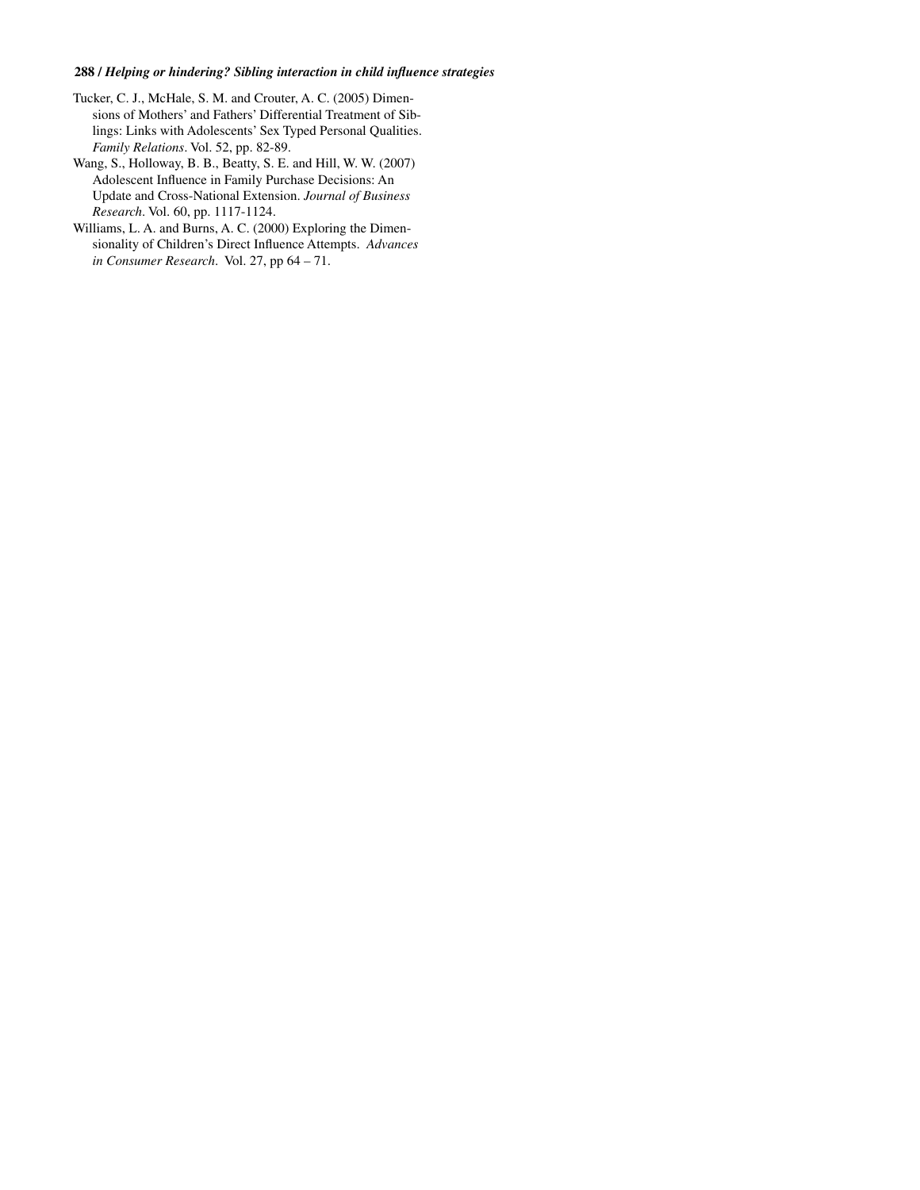Tucker, C. J., McHale, S. M. and Crouter, A. C. (2005) Dimensions of Mothers' and Fathers' Differential Treatment of Siblings: Links with Adolescents' Sex Typed Personal Qualities. *Family Relations*. Vol. 52, pp. 82-89.

Wang, S., Holloway, B. B., Beatty, S. E. and Hill, W. W. (2007) Adolescent Influence in Family Purchase Decisions: An Update and Cross-National Extension. *Journal of Business Research*. Vol. 60, pp. 1117-1124.

Williams, L. A. and Burns, A. C. (2000) Exploring the Dimensionality of Children's Direct Influence Attempts. *Advances in Consumer Research*. Vol. 27, pp 64 – 71.